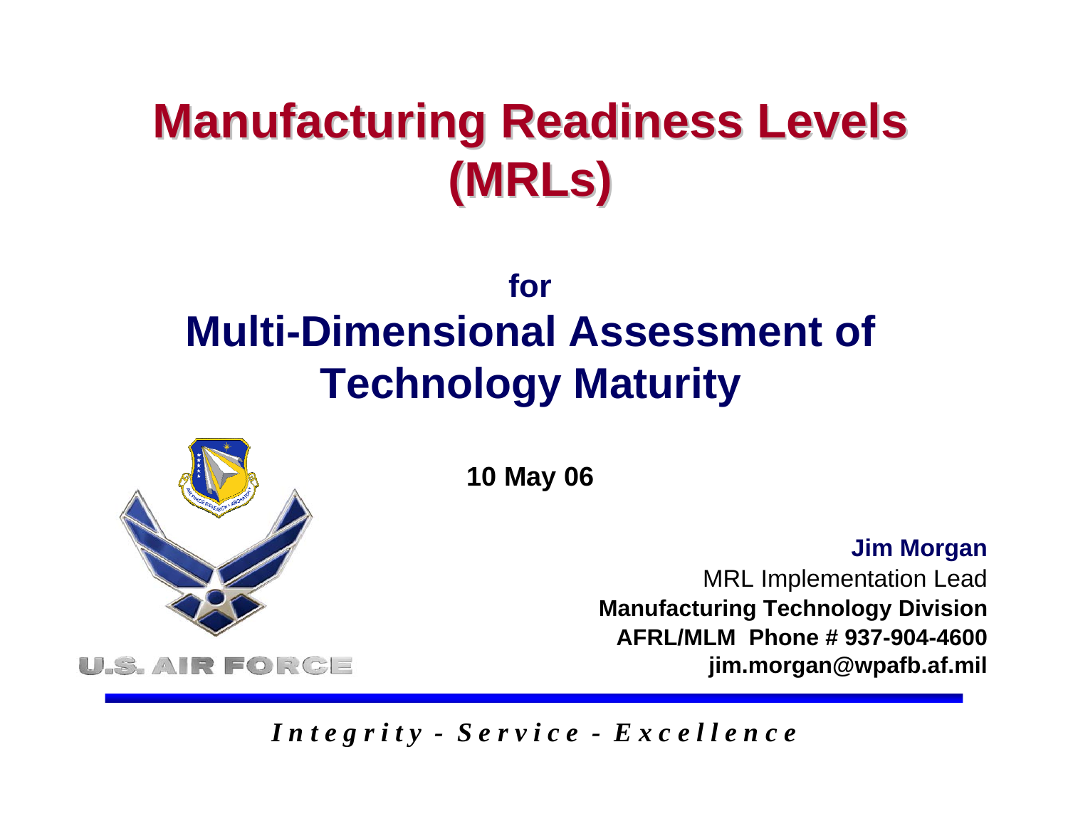# Manufacturing Readiness Levels (MRLs)

## for
## Multi-Dimensional Assessment of Technology Maturity

**10 May 06**

**Jim Morgan**
MRL Implementation Lead
**Manufacturing Technology Division**
**AFRL/MLM Phone # 937-904-4600**
**jim.morgan@wpafb.af.mil**

U.S. AIR FORCE

*Integrity - Service - Excellence*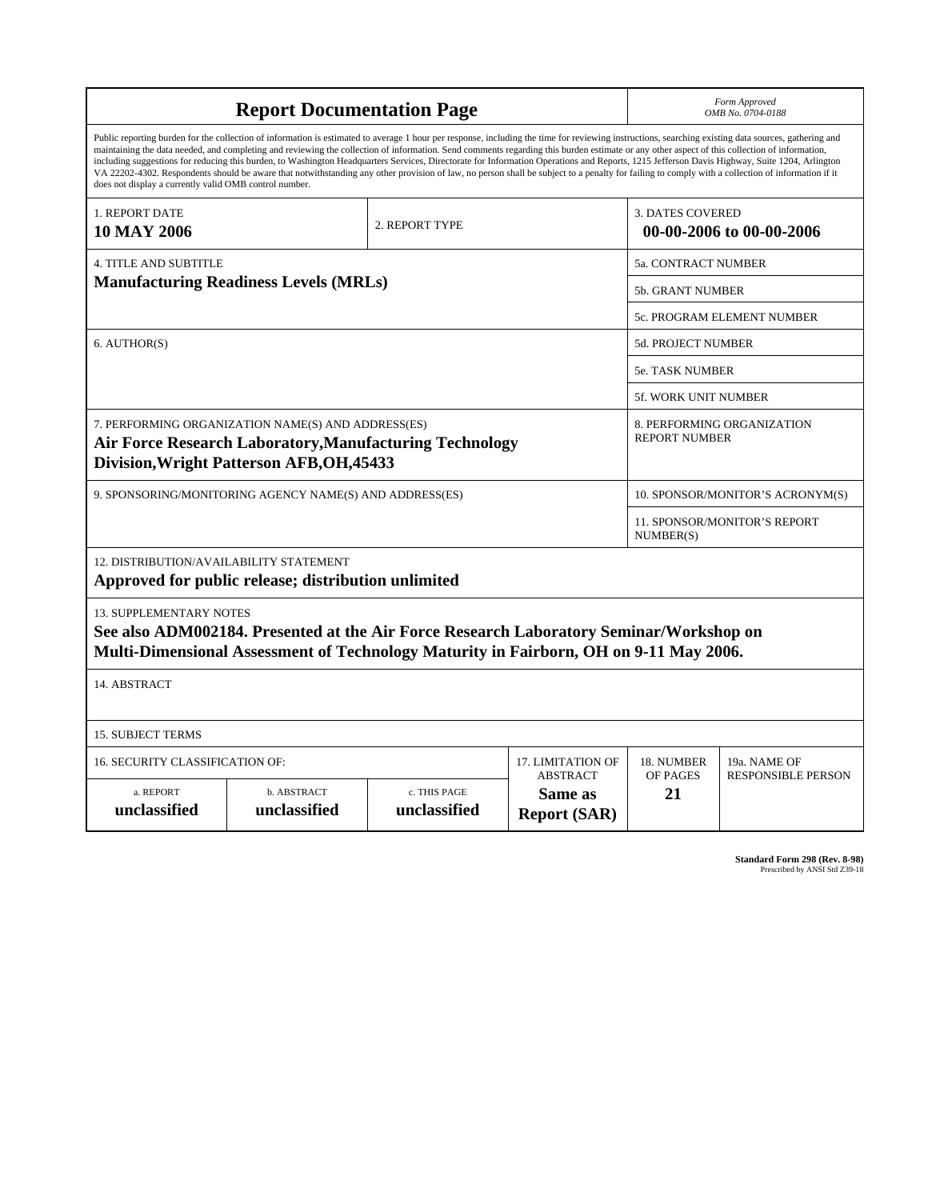# Report Documentation Page

*Form Approved*
*OMB No. 0704-0188*

Public reporting burden for the collection of information is estimated to average 1 hour per response, including the time for reviewing instructions, searching existing data sources, gathering and maintaining the data needed, and completing and reviewing the collection of information. Send comments regarding this burden estimate or any other aspect of this collection of information, including suggestions for reducing this burden, to Washington Headquarters Services, Directorate for Information Operations and Reports, 1215 Jefferson Davis Highway, Suite 1204, Arlington VA 22202-4302. Respondents should be aware that notwithstanding any other provision of law, no person shall be subject to a penalty for failing to comply with a collection of information if it does not display a currently valid OMB control number.

| 1. REPORT DATE | 2. REPORT TYPE | 3. DATES COVERED |
|---|---|---|
| **10 MAY 2006** | | **00-00-2006 to 00-00-2006** |

| 4. TITLE AND SUBTITLE | |
|---|---|
| **Manufacturing Readiness Levels (MRLs)** | 5a. CONTRACT NUMBER |
| | 5b. GRANT NUMBER |
| | 5c. PROGRAM ELEMENT NUMBER |
| 6. AUTHOR(S) | 5d. PROJECT NUMBER |
| | 5e. TASK NUMBER |
| | 5f. WORK UNIT NUMBER |
| 7. PERFORMING ORGANIZATION NAME(S) AND ADDRESS(ES) **Air Force Research Laboratory,Manufacturing Technology Division,Wright Patterson AFB,OH,45433** | 8. PERFORMING ORGANIZATION REPORT NUMBER |
| 9. SPONSORING/MONITORING AGENCY NAME(S) AND ADDRESS(ES) | 10. SPONSOR/MONITOR'S ACRONYM(S) |
| | 11. SPONSOR/MONITOR'S REPORT NUMBER(S) |

12. DISTRIBUTION/AVAILABILITY STATEMENT
**Approved for public release; distribution unlimited**

13. SUPPLEMENTARY NOTES
**See also ADM002184. Presented at the Air Force Research Laboratory Seminar/Workshop on Multi-Dimensional Assessment of Technology Maturity in Fairborn, OH on 9-11 May 2006.**

14. ABSTRACT

15. SUBJECT TERMS

| 16. SECURITY CLASSIFICATION OF: | | | 17. LIMITATION OF ABSTRACT | 18. NUMBER OF PAGES | 19a. NAME OF RESPONSIBLE PERSON |
|---|---|---|---|---|---|
| a. REPORT | b. ABSTRACT | c. THIS PAGE | | | |
| **unclassified** | **unclassified** | **unclassified** | **Same as Report (SAR)** | **21** | |

**Standard Form 298 (Rev. 8-98)**
Prescribed by ANSI Std Z39-18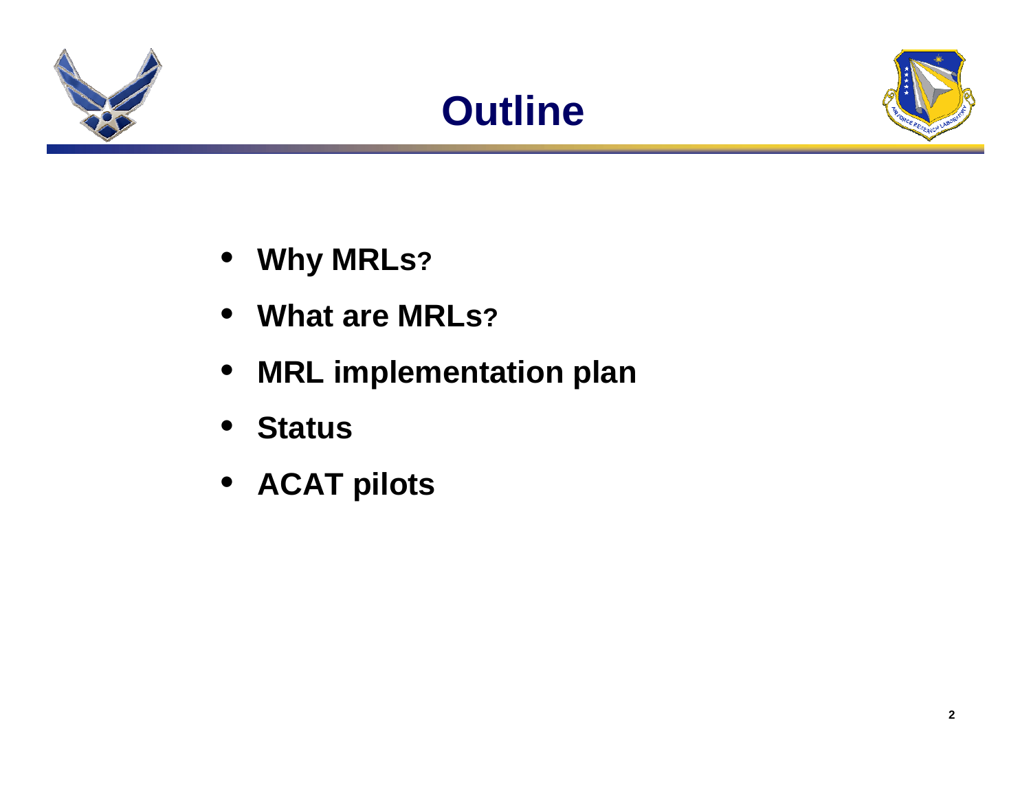# Outline

- **Why MRLs?**
- **What are MRLs?**
- **MRL implementation plan**
- **Status**
- **ACAT pilots**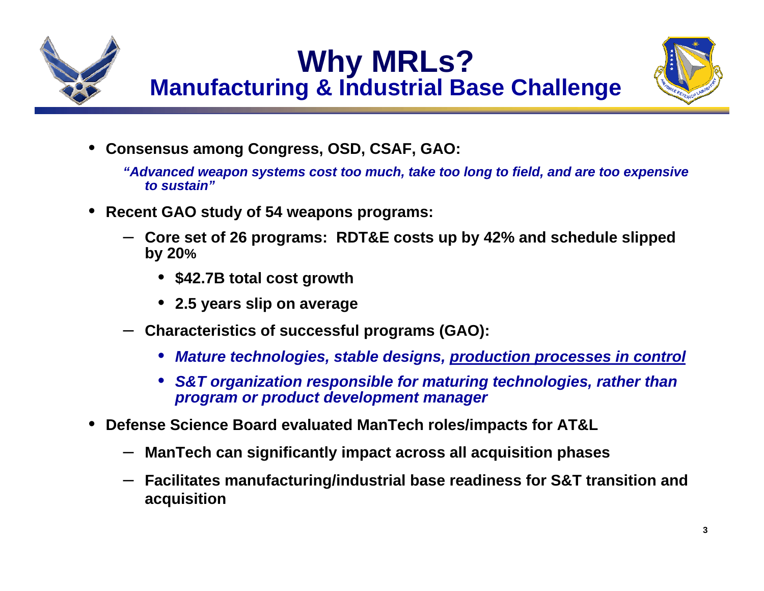# Why MRLs?

## Manufacturing & Industrial Base Challenge

- **Consensus among Congress, OSD, CSAF, GAO:**

  ***"Advanced weapon systems cost too much, take too long to field, and are too expensive to sustain"***

- **Recent GAO study of 54 weapons programs:**
  - **Core set of 26 programs: RDT&E costs up by 42% and schedule slipped by 20%**
    - **$42.7B total cost growth**
    - **2.5 years slip on average**
  - **Characteristics of successful programs (GAO):**
    - ***Mature technologies, stable designs, <u>production processes in control</u>***
    - ***S&T organization responsible for maturing technologies, rather than program or product development manager***

- **Defense Science Board evaluated ManTech roles/impacts for AT&L**
  - **ManTech can significantly impact across all acquisition phases**
  - **Facilitates manufacturing/industrial base readiness for S&T transition and acquisition**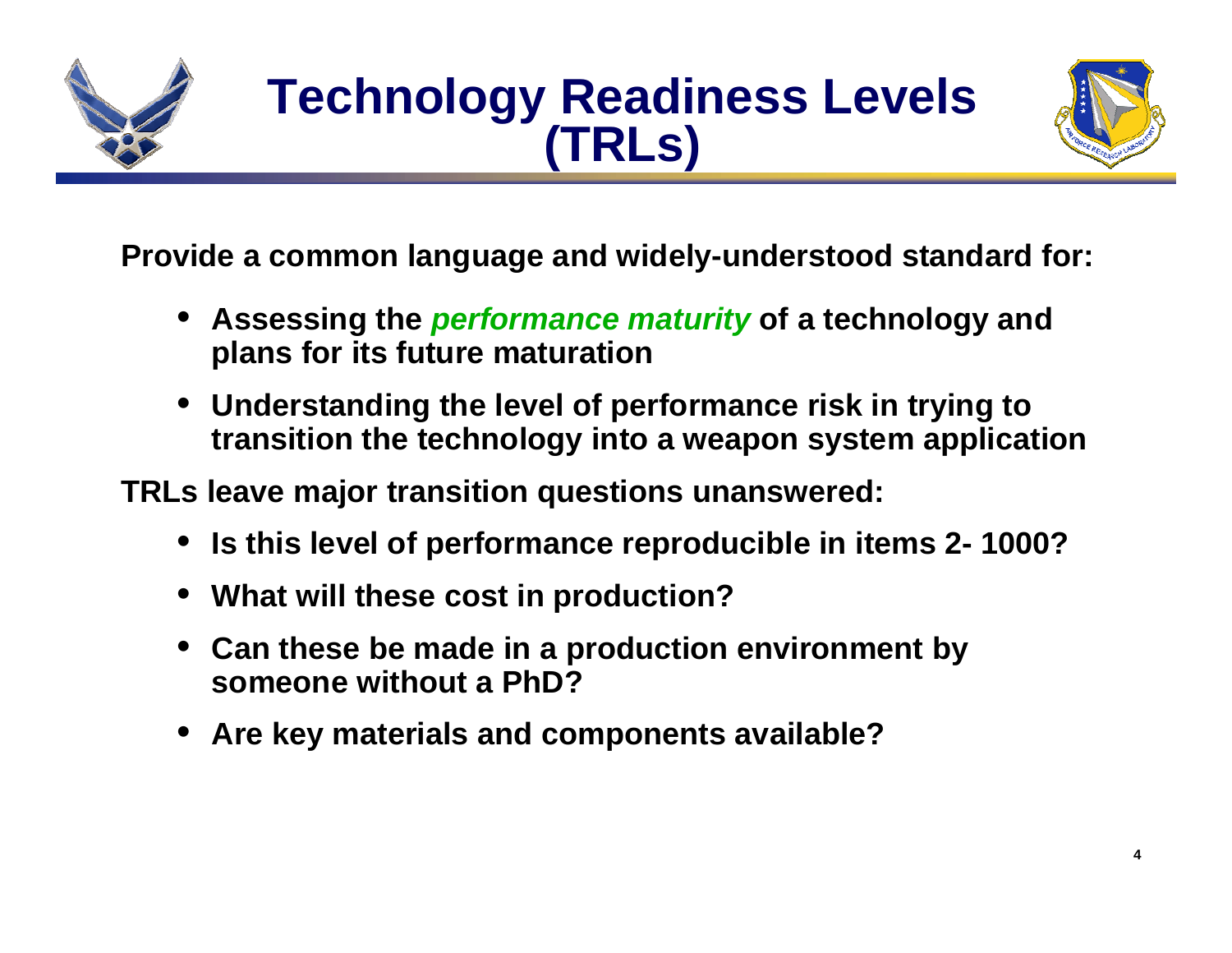# Technology Readiness Levels (TRLs)

**Provide a common language and widely-understood standard for:**

- **Assessing the *performance maturity* of a technology and plans for its future maturation**
- **Understanding the level of performance risk in trying to transition the technology into a weapon system application**

**TRLs leave major transition questions unanswered:**

- **Is this level of performance reproducible in items 2- 1000?**
- **What will these cost in production?**
- **Can these be made in a production environment by someone without a PhD?**
- **Are key materials and components available?**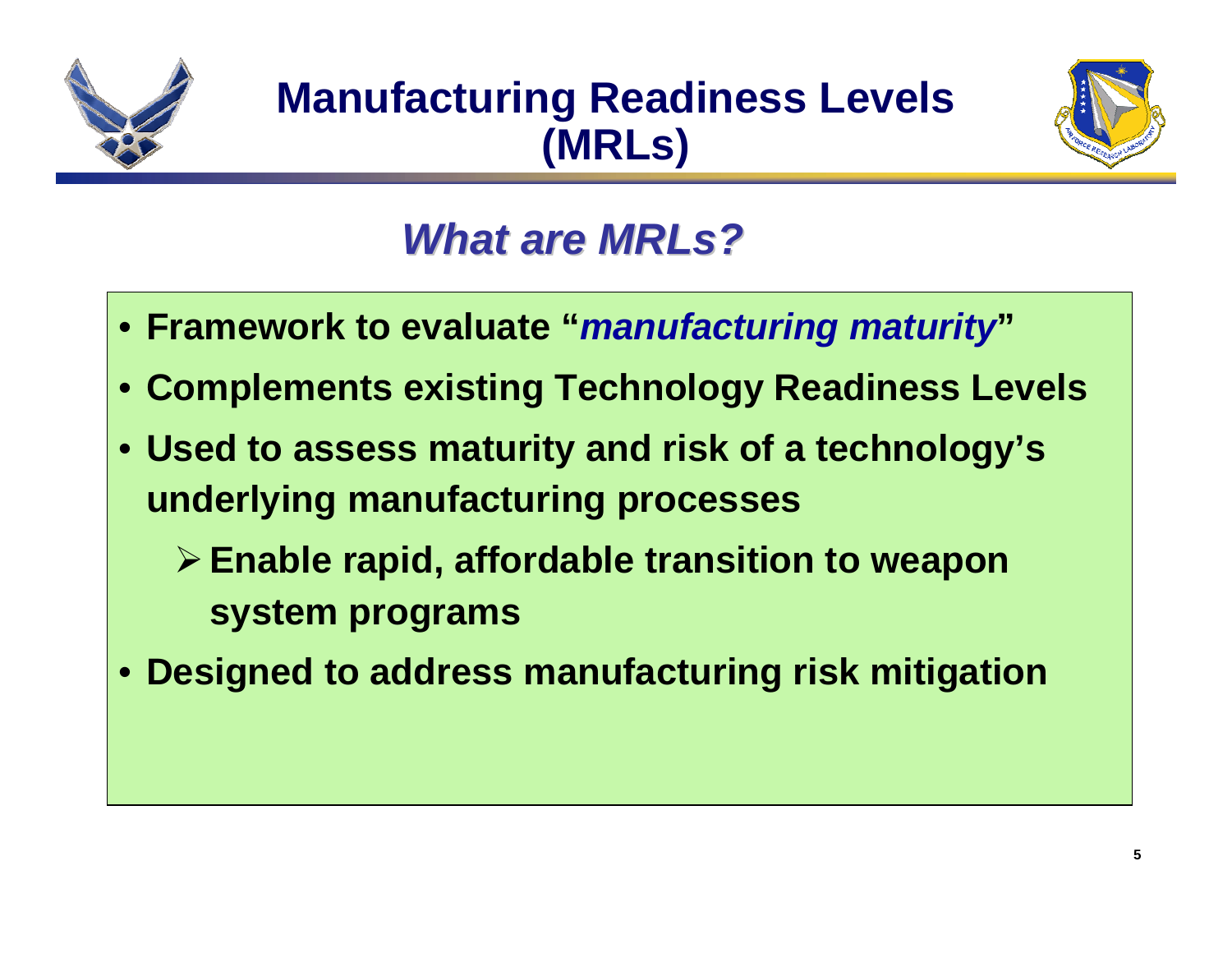# Manufacturing Readiness Levels (MRLs)

## *What are MRLs?*

- **Framework to evaluate "*manufacturing maturity*"**
- **Complements existing Technology Readiness Levels**
- **Used to assess maturity and risk of a technology's underlying manufacturing processes**
  - **Enable rapid, affordable transition to weapon system programs**
- **Designed to address manufacturing risk mitigation**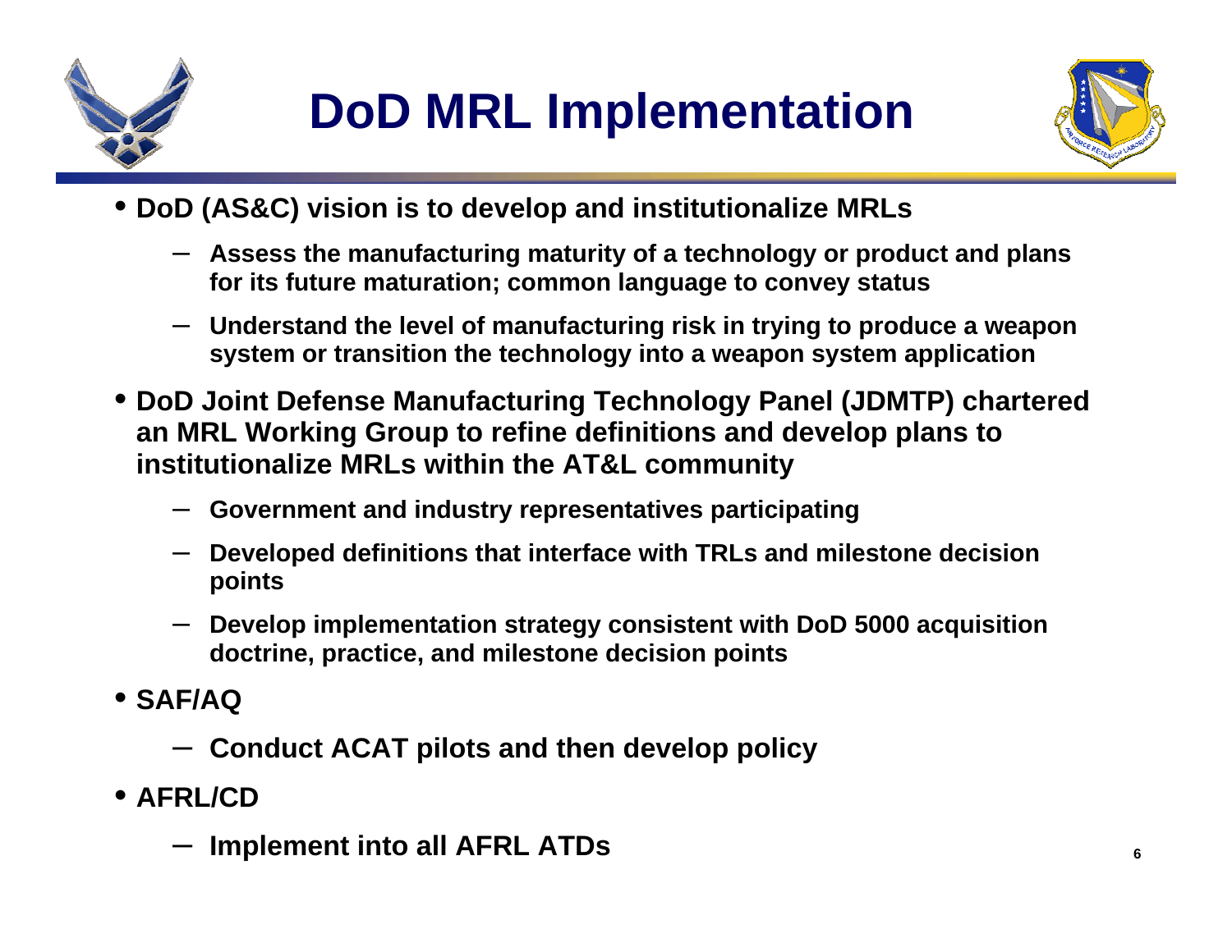# DoD MRL Implementation

- DoD (AS&C) vision is to develop and institutionalize MRLs
  - Assess the manufacturing maturity of a technology or product and plans for its future maturation; common language to convey status
  - Understand the level of manufacturing risk in trying to produce a weapon system or transition the technology into a weapon system application
- DoD Joint Defense Manufacturing Technology Panel (JDMTP) chartered an MRL Working Group to refine definitions and develop plans to institutionalize MRLs within the AT&L community
  - Government and industry representatives participating
  - Developed definitions that interface with TRLs and milestone decision points
  - Develop implementation strategy consistent with DoD 5000 acquisition doctrine, practice, and milestone decision points
- SAF/AQ
  - Conduct ACAT pilots and then develop policy
- AFRL/CD
  - Implement into all AFRL ATDs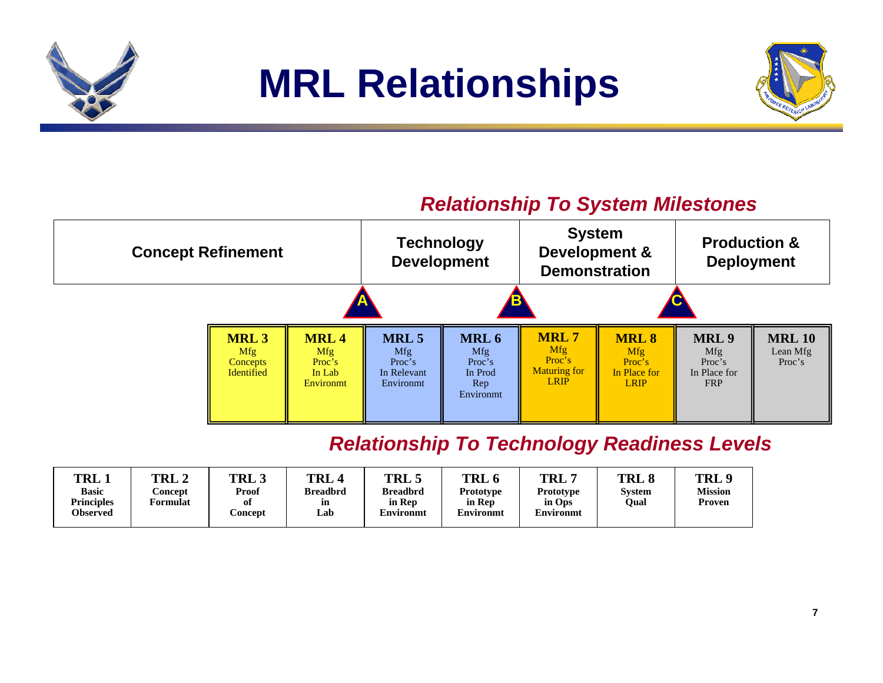# MRL Relationships

### *Relationship To System Milestones*

| Concept Refinement | Technology Development | System Development & Demonstration | Production & Deployment |
|---|---|---|---|

Milestones: A, B, C

| MRL 3 | MRL 4 | MRL 5 | MRL 6 | MRL 7 | MRL 8 | MRL 9 | MRL 10 |
|---|---|---|---|---|---|---|---|
| Mfg Concepts Identified | Mfg Proc's In Lab Environmt | Mfg Proc's In Relevant Environmt | Mfg Proc's In Prod Rep Environmt | Mfg Proc's Maturing for LRIP | Mfg Proc's In Place for LRIP | Mfg Proc's In Place for FRP | Lean Mfg Proc's |

### *Relationship To Technology Readiness Levels*

| TRL 1 | TRL 2 | TRL 3 | TRL 4 | TRL 5 | TRL 6 | TRL 7 | TRL 8 | TRL 9 |
|---|---|---|---|---|---|---|---|---|
| Basic Principles Observed | Concept Formulat | Proof of Concept | Breadbrd in Lab | Breadbrd in Rep Environmt | Prototype in Rep Environmt | Prototype in Ops Environmt | System Qual | Mission Proven |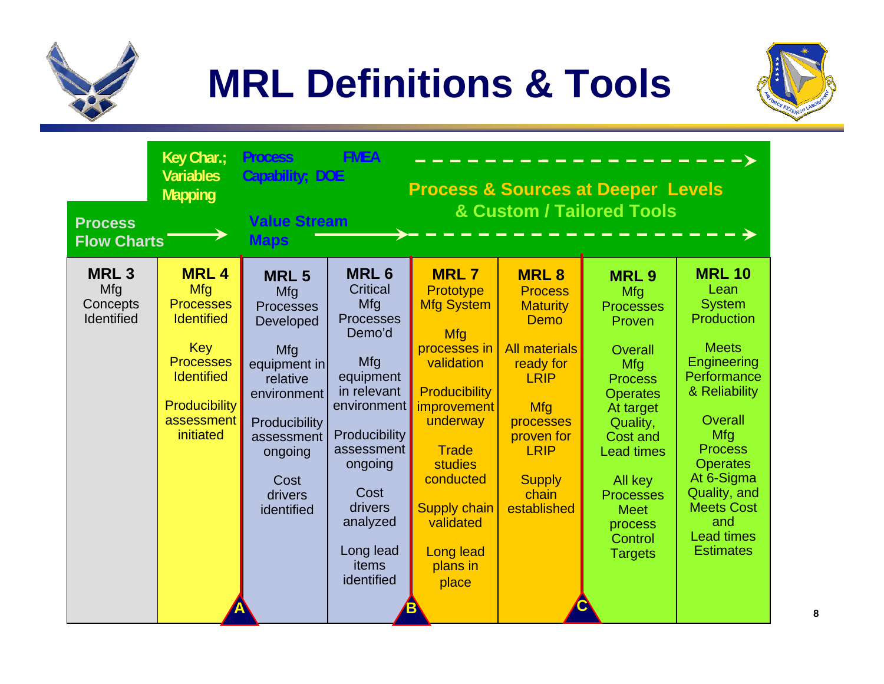# MRL Definitions & Tools

**Process Flow Charts** → **Key Char.; Variables Mapping** → **Process Capability; DOE** **FMEA** **Value Stream Maps** → **Process & Sources at Deeper Levels & Custom / Tailored Tools**

| MRL 3 | MRL 4 | MRL 5 | MRL 6 | MRL 7 | MRL 8 | MRL 9 | MRL 10 |
|---|---|---|---|---|---|---|---|
| Mfg Concepts Identified | Mfg Processes Identified<br><br>Key Processes Identified<br><br>Producibility assessment initiated | Mfg Processes Developed<br><br>Mfg equipment in relative environment<br><br>Producibility assessment ongoing<br><br>Cost drivers identified | Critical Mfg Processes Demo'd<br><br>Mfg equipment in relevant environment<br><br>Producibility assessment ongoing<br><br>Cost drivers analyzed<br><br>Long lead items identified | Prototype Mfg System<br><br>Mfg processes in validation<br><br>Producibility improvement underway<br><br>Trade studies conducted<br><br>Supply chain validated<br><br>Long lead plans in place | Process Maturity Demo<br><br>All materials ready for LRIP<br><br>Mfg processes proven for LRIP<br><br>Supply chain established | Mfg Processes Proven<br><br>Overall Mfg Process Operates At target Quality, Cost and Lead times<br><br>All key Processes Meet process Control Targets | Lean System Production<br><br>Meets Engineering Performance & Reliability<br><br>Overall Mfg Process Operates At 6-Sigma Quality, and Meets Cost and Lead times Estimates |

Milestones: A (between MRL 4 and MRL 5), B (between MRL 6 and MRL 7), C (between MRL 8 and MRL 9)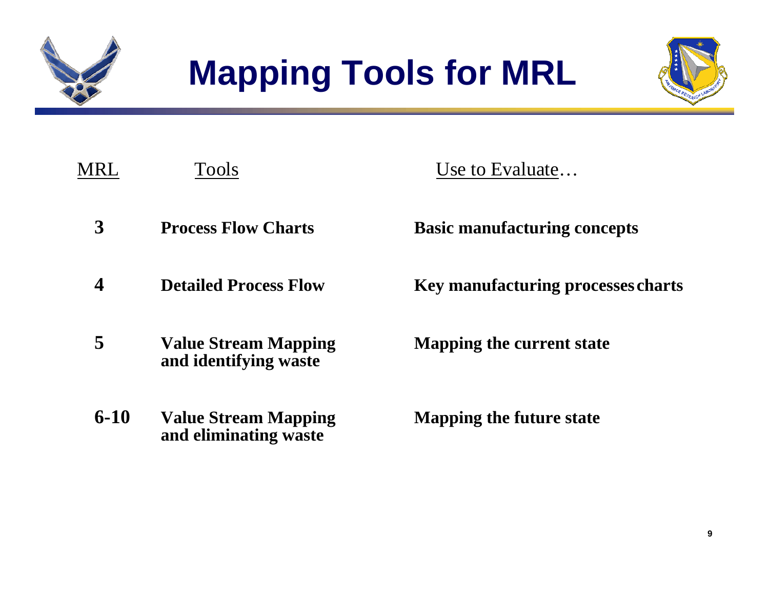# Mapping Tools for MRL

| MRL | Tools | Use to Evaluate… |
|---|---|---|
| **3** | **Process Flow Charts** | **Basic manufacturing concepts** |
| **4** | **Detailed Process Flow** | **Key manufacturing processes charts** |
| **5** | **Value Stream Mapping and identifying waste** | **Mapping the current state** |
| **6-10** | **Value Stream Mapping and eliminating waste** | **Mapping the future state** |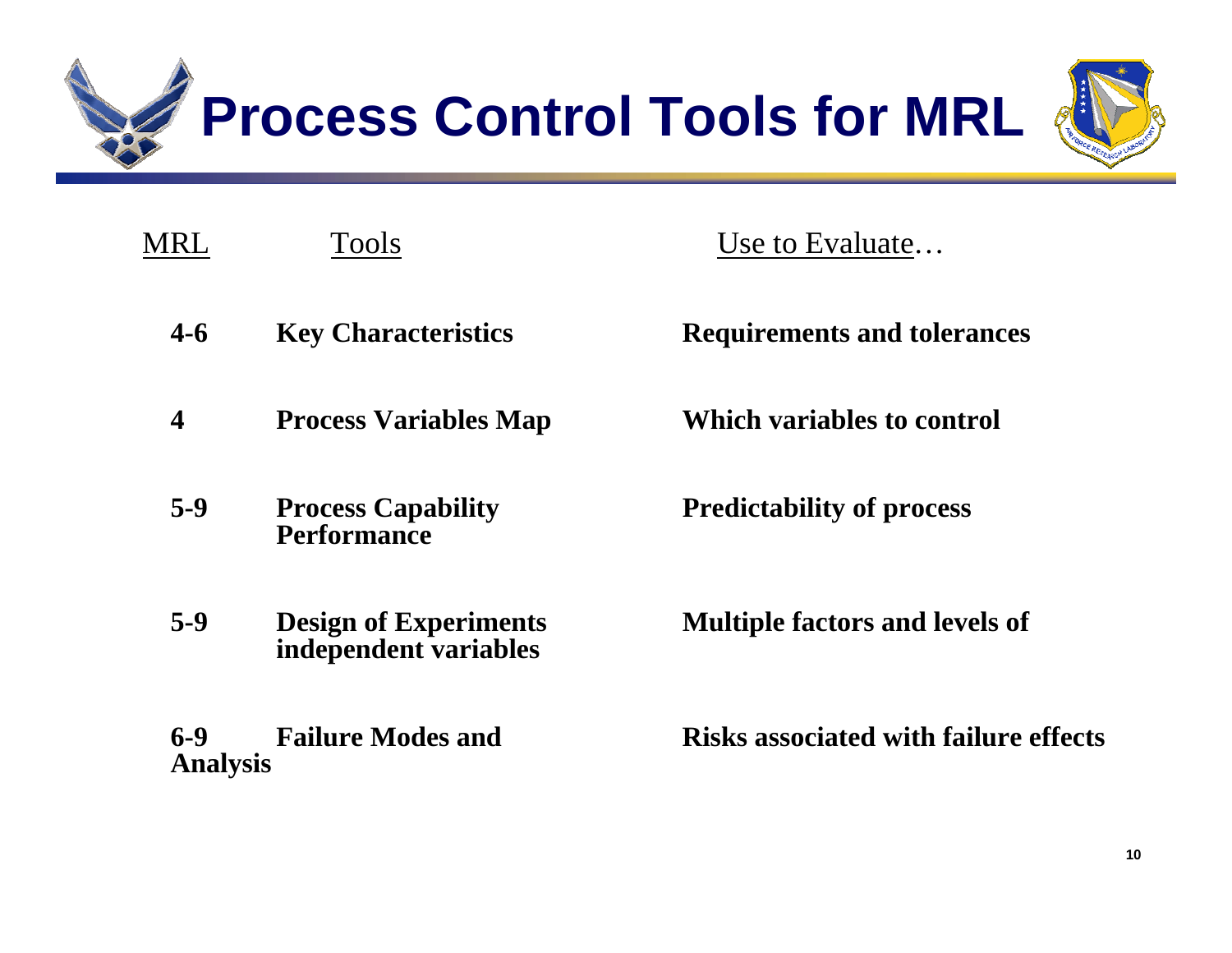# Process Control Tools for MRL

| MRL | Tools | Use to Evaluate… |
| --- | --- | --- |
| **4-6** | **Key Characteristics** | **Requirements and tolerances** |
| **4** | **Process Variables Map** | **Which variables to control** |
| **5-9** | **Process Capability Performance** | **Predictability of process** |
| **5-9** | **Design of Experiments independent variables** | **Multiple factors and levels of** |
| **6-9** | **Failure Modes and Analysis** | **Risks associated with failure effects** |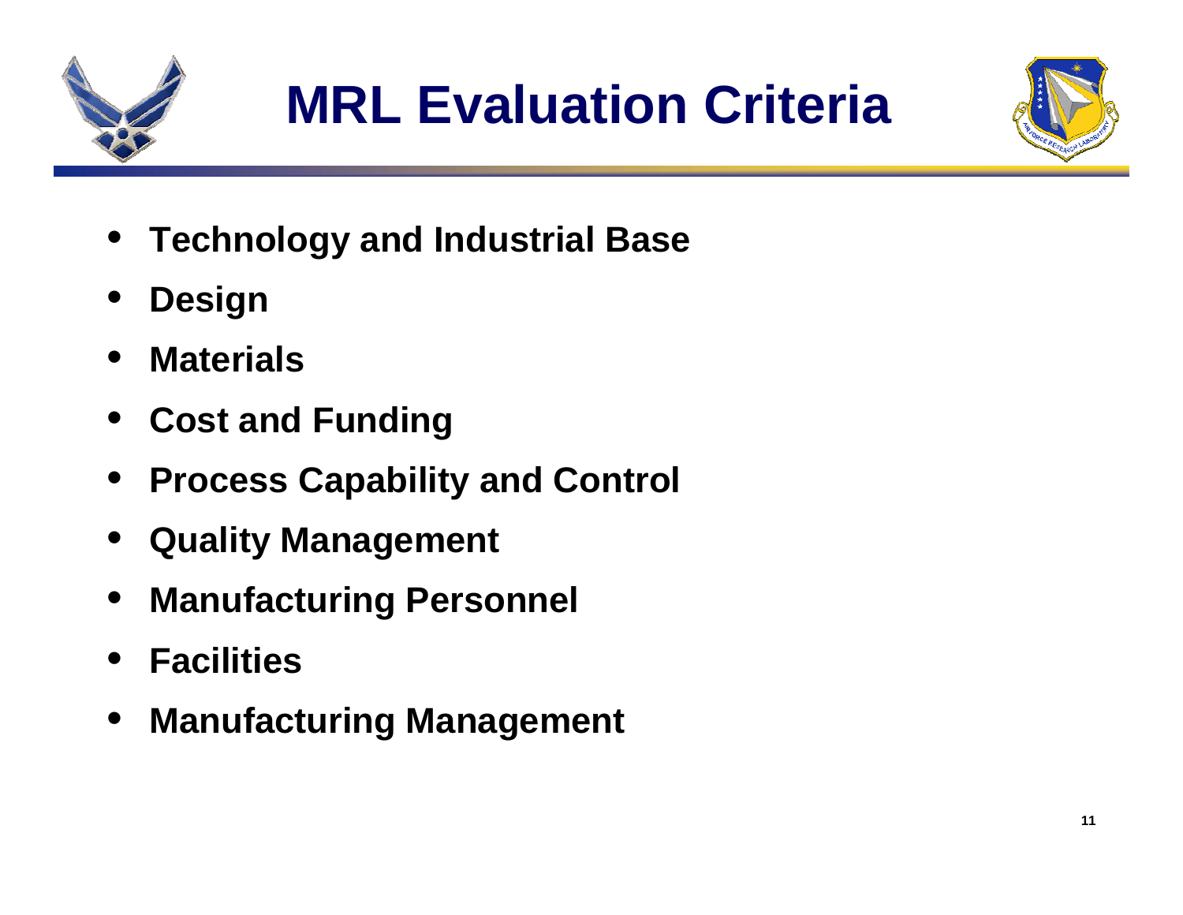# MRL Evaluation Criteria

- Technology and Industrial Base
- Design
- Materials
- Cost and Funding
- Process Capability and Control
- Quality Management
- Manufacturing Personnel
- Facilities
- Manufacturing Management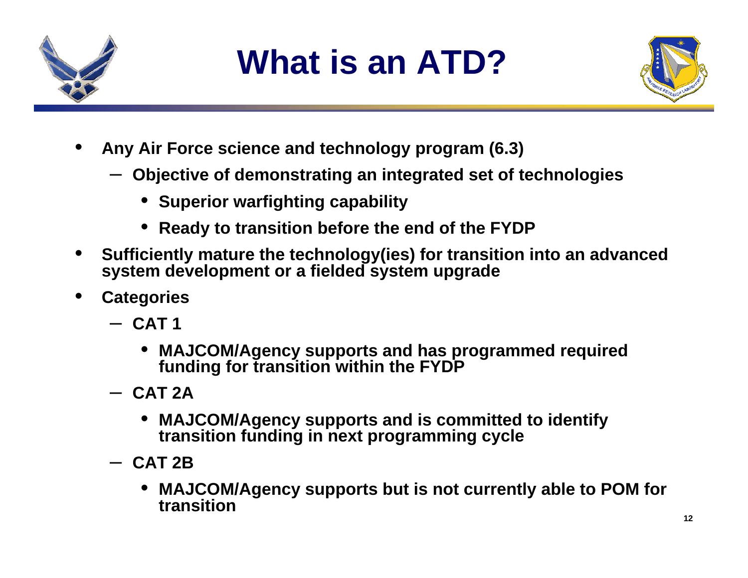# What is an ATD?

- Any Air Force science and technology program (6.3)
  - Objective of demonstrating an integrated set of technologies
    - Superior warfighting capability
    - Ready to transition before the end of the FYDP
- Sufficiently mature the technology(ies) for transition into an advanced system development or a fielded system upgrade
- Categories
  - CAT 1
    - MAJCOM/Agency supports and has programmed required funding for transition within the FYDP
  - CAT 2A
    - MAJCOM/Agency supports and is committed to identify transition funding in next programming cycle
  - CAT 2B
    - MAJCOM/Agency supports but is not currently able to POM for transition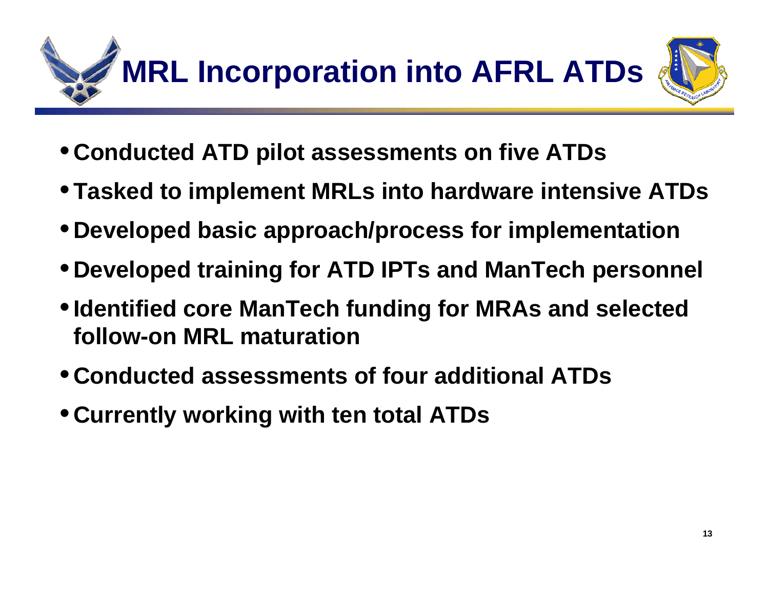# MRL Incorporation into AFRL ATDs

- Conducted ATD pilot assessments on five ATDs
- Tasked to implement MRLs into hardware intensive ATDs
- Developed basic approach/process for implementation
- Developed training for ATD IPTs and ManTech personnel
- Identified core ManTech funding for MRAs and selected follow-on MRL maturation
- Conducted assessments of four additional ATDs
- Currently working with ten total ATDs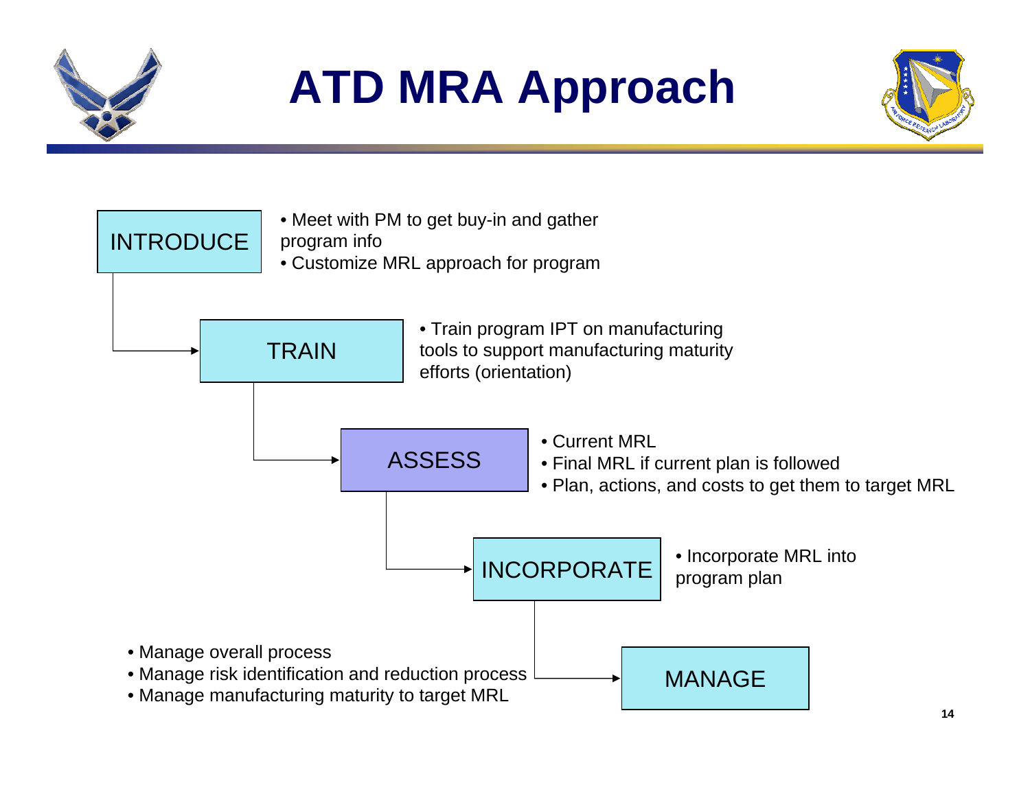# ATD MRA Approach

**INTRODUCE**
- Meet with PM to get buy-in and gather program info
- Customize MRL approach for program

**TRAIN**
- Train program IPT on manufacturing tools to support manufacturing maturity efforts (orientation)

**ASSESS**
- Current MRL
- Final MRL if current plan is followed
- Plan, actions, and costs to get them to target MRL

**INCORPORATE**
- Incorporate MRL into program plan

**MANAGE**
- Manage overall process
- Manage risk identification and reduction process
- Manage manufacturing maturity to target MRL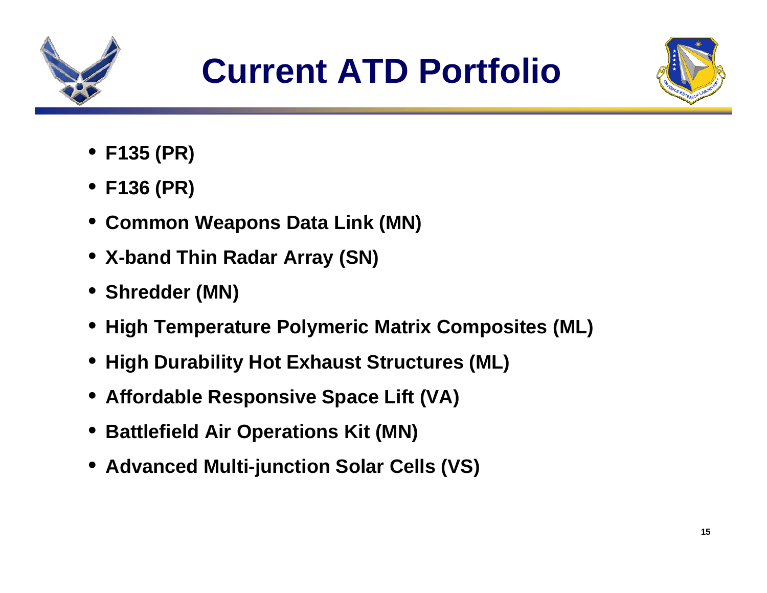# Current ATD Portfolio

- **F135 (PR)**
- **F136 (PR)**
- **Common Weapons Data Link (MN)**
- **X-band Thin Radar Array (SN)**
- **Shredder (MN)**
- **High Temperature Polymeric Matrix Composites (ML)**
- **High Durability Hot Exhaust Structures (ML)**
- **Affordable Responsive Space Lift (VA)**
- **Battlefield Air Operations Kit (MN)**
- **Advanced Multi-junction Solar Cells (VS)**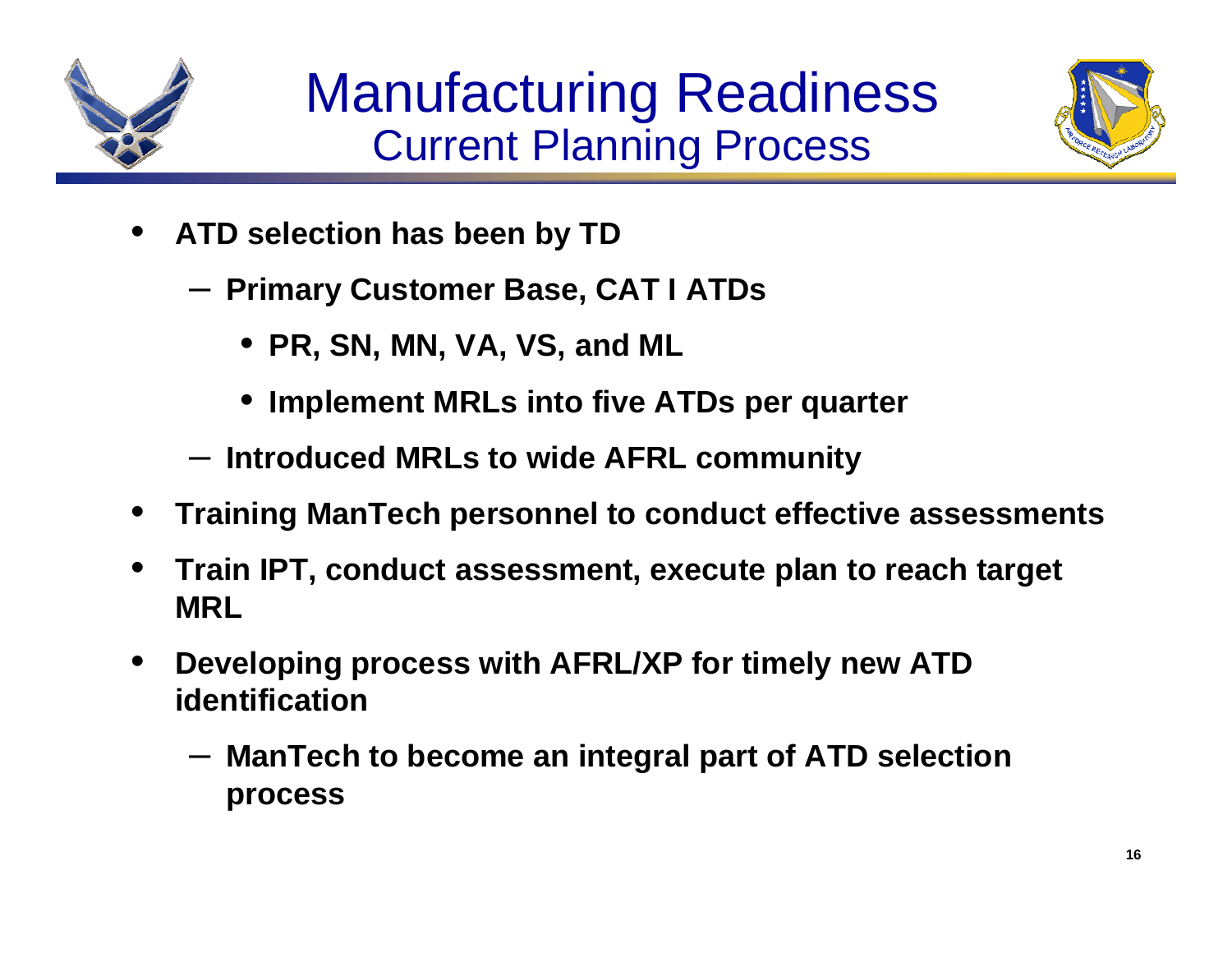# Manufacturing Readiness
## Current Planning Process

- **ATD selection has been by TD**
  - **Primary Customer Base, CAT I ATDs**
    - **PR, SN, MN, VA, VS, and ML**
    - **Implement MRLs into five ATDs per quarter**
  - **Introduced MRLs to wide AFRL community**
- **Training ManTech personnel to conduct effective assessments**
- **Train IPT, conduct assessment, execute plan to reach target MRL**
- **Developing process with AFRL/XP for timely new ATD identification**
  - **ManTech to become an integral part of ATD selection process**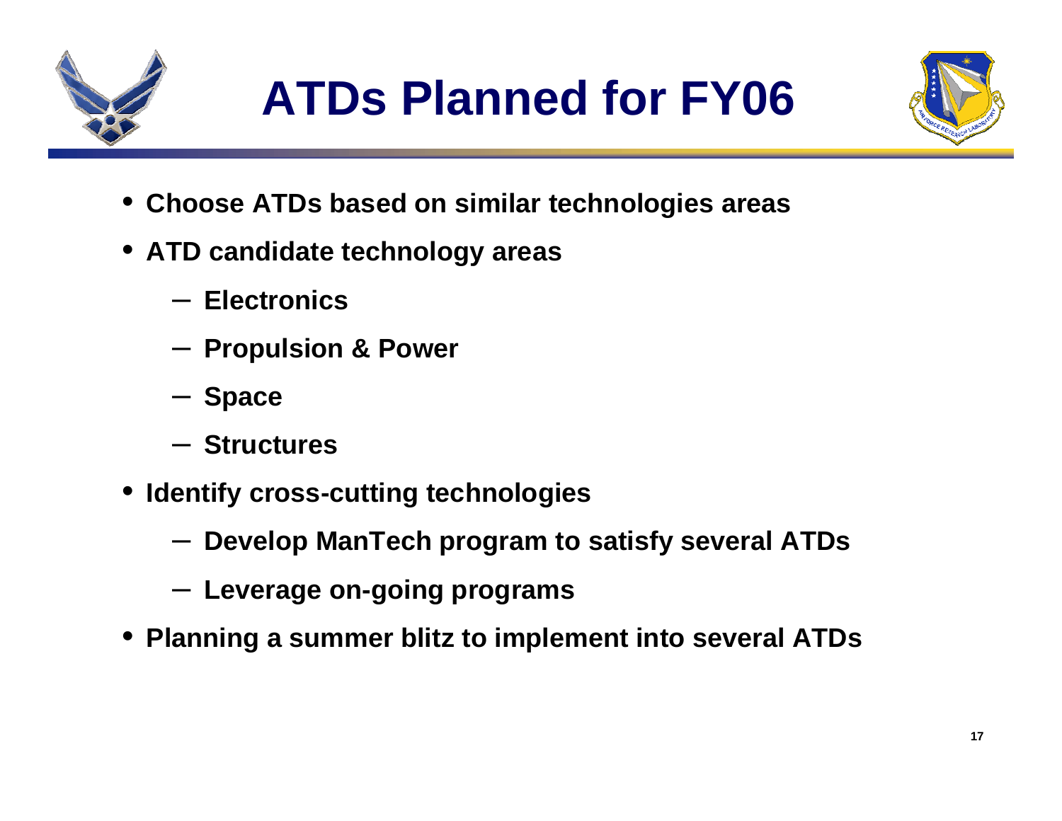# ATDs Planned for FY06

- Choose ATDs based on similar technologies areas
- ATD candidate technology areas
  - Electronics
  - Propulsion & Power
  - Space
  - Structures
- Identify cross-cutting technologies
  - Develop ManTech program to satisfy several ATDs
  - Leverage on-going programs
- Planning a summer blitz to implement into several ATDs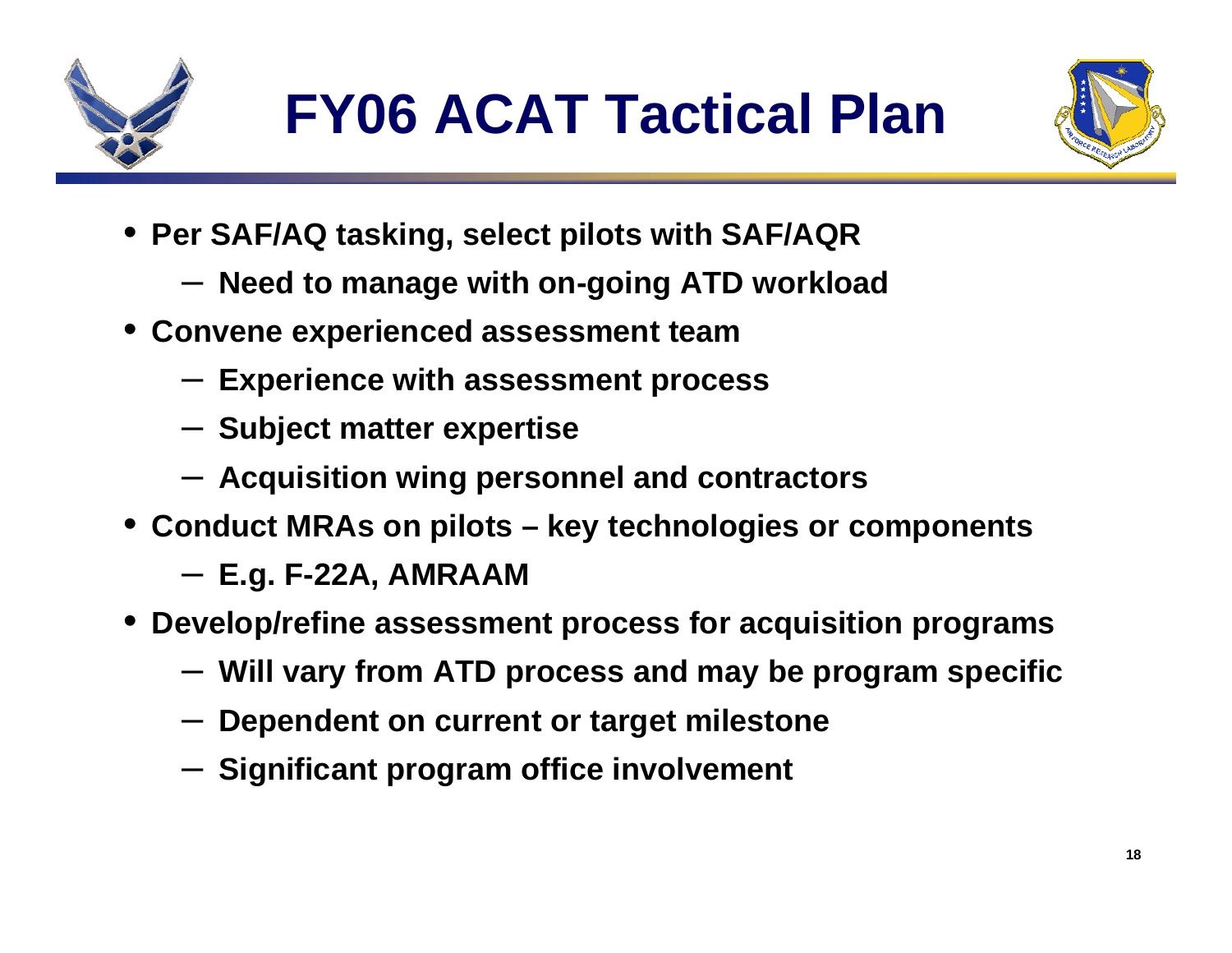# FY06 ACAT Tactical Plan

- Per SAF/AQ tasking, select pilots with SAF/AQR
  - Need to manage with on-going ATD workload
- Convene experienced assessment team
  - Experience with assessment process
  - Subject matter expertise
  - Acquisition wing personnel and contractors
- Conduct MRAs on pilots – key technologies or components
  - E.g. F-22A, AMRAAM
- Develop/refine assessment process for acquisition programs
  - Will vary from ATD process and may be program specific
  - Dependent on current or target milestone
  - Significant program office involvement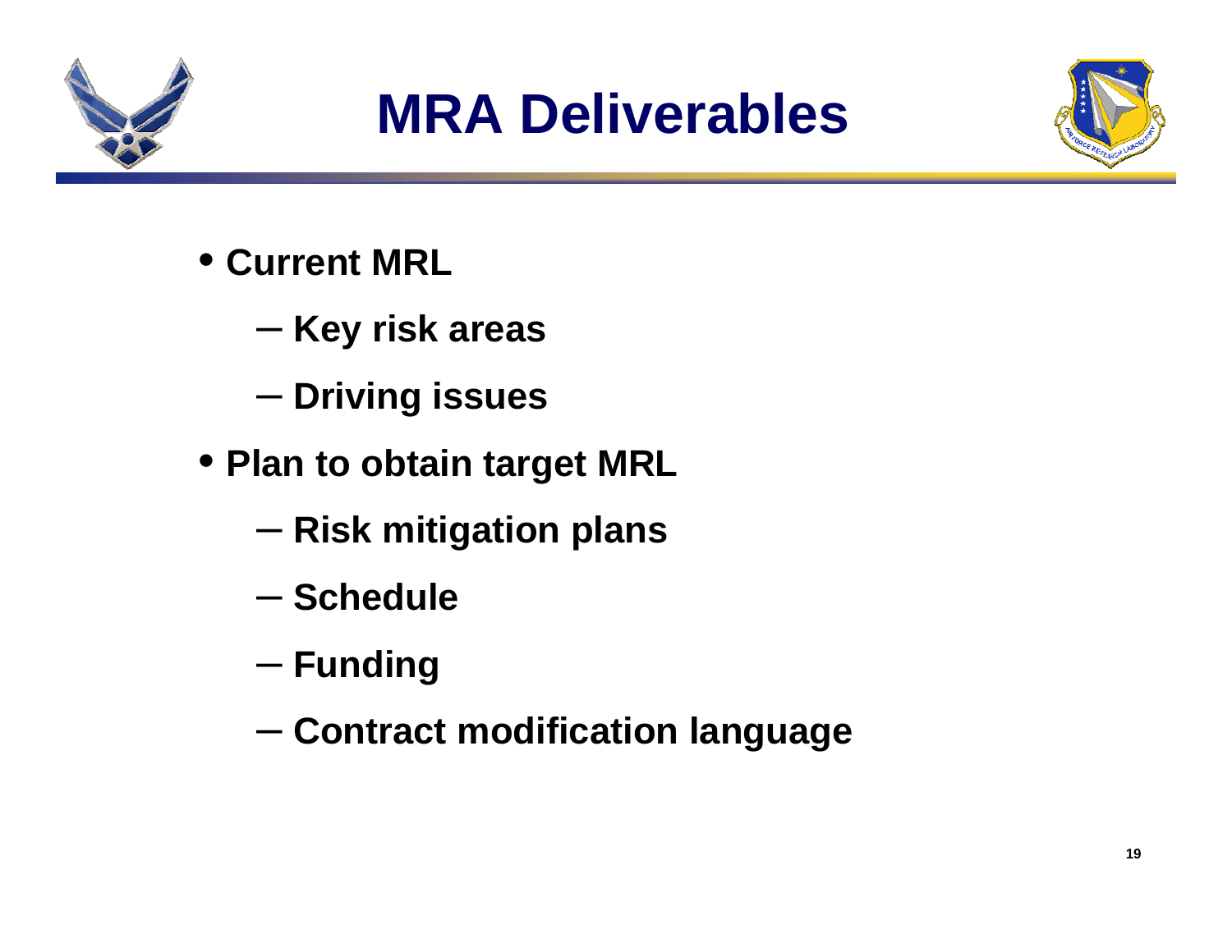# MRA Deliverables

- Current MRL
  - Key risk areas
  - Driving issues
- Plan to obtain target MRL
  - Risk mitigation plans
  - Schedule
  - Funding
  - Contract modification language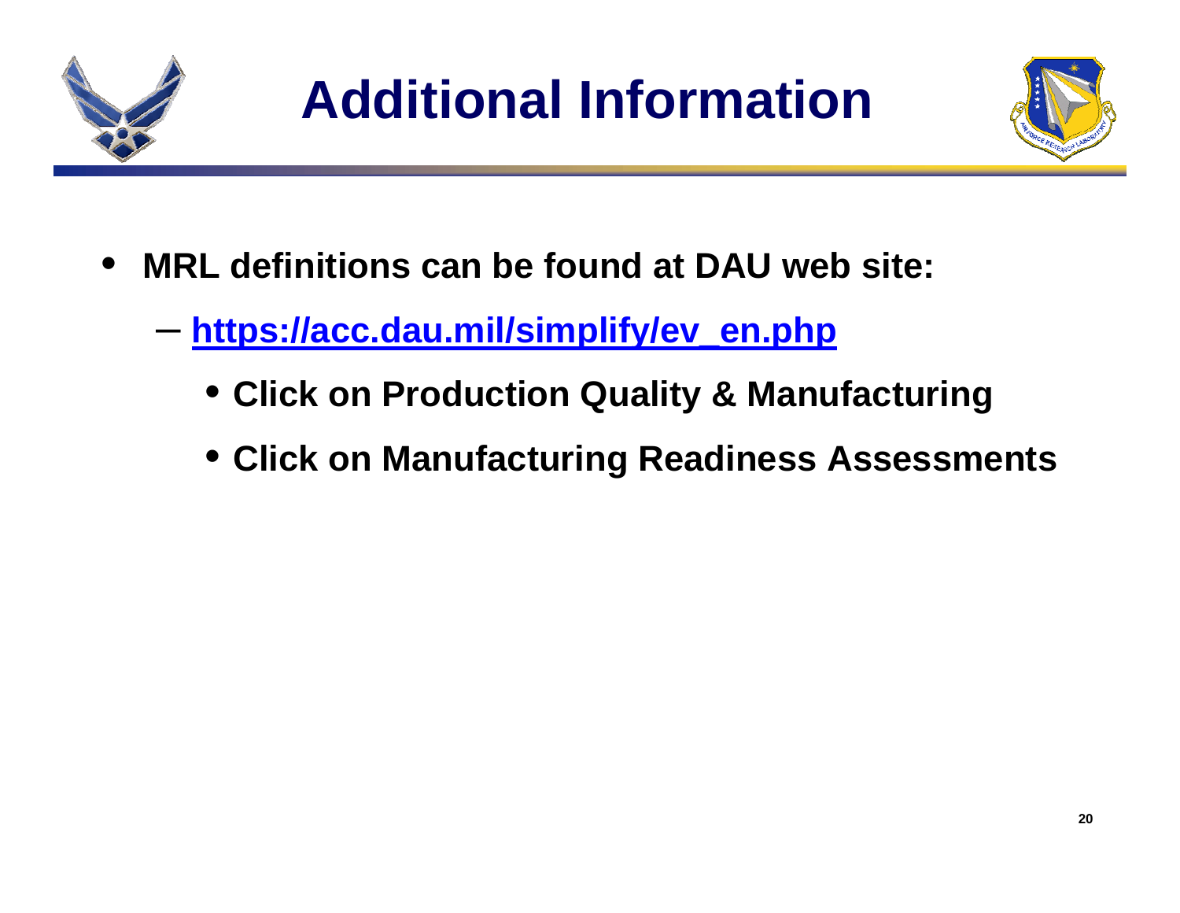# Additional Information

- **MRL definitions can be found at DAU web site:**
  - **https://acc.dau.mil/simplify/ev_en.php**
    - **Click on Production Quality & Manufacturing**
    - **Click on Manufacturing Readiness Assessments**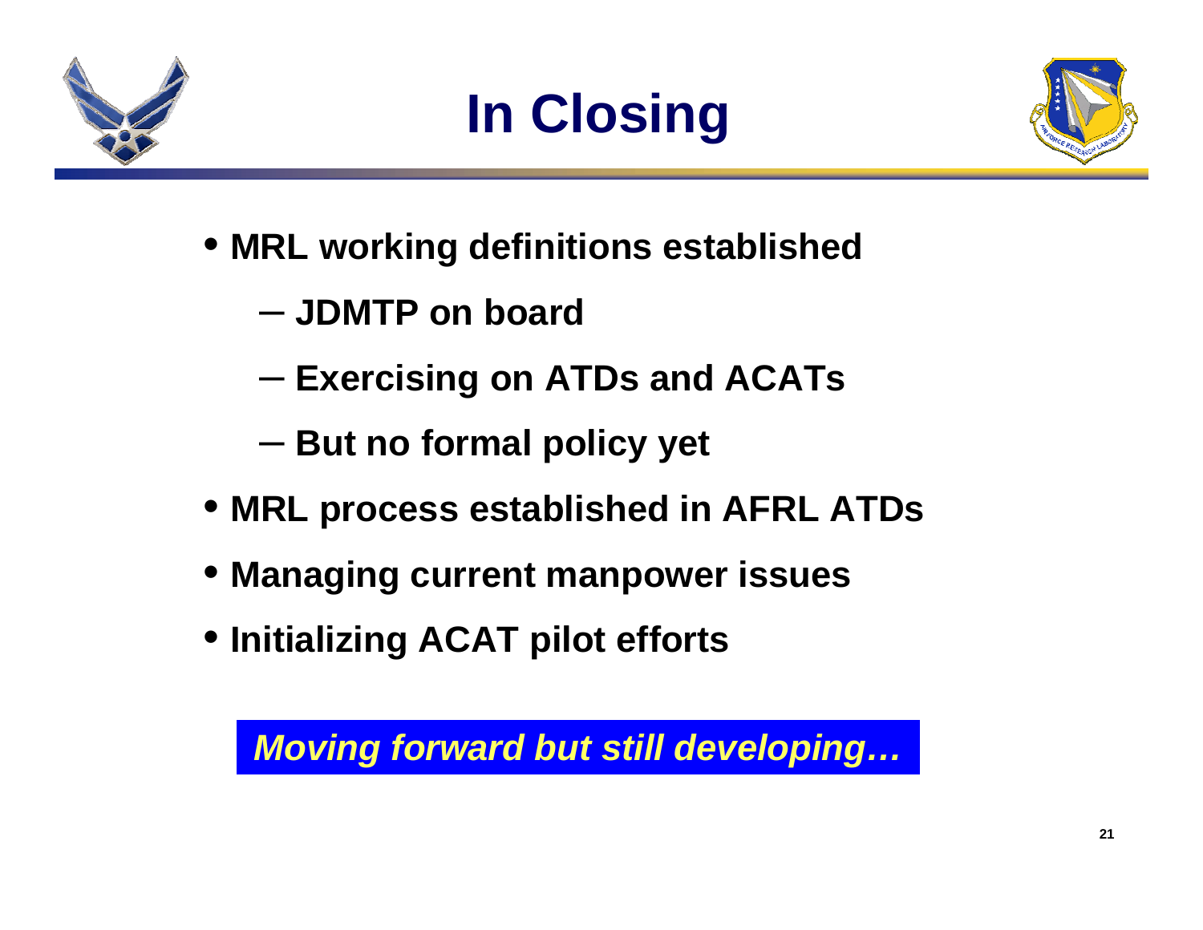# In Closing

- **MRL working definitions established**
  - **JDMTP on board**
  - **Exercising on ATDs and ACATs**
  - **But no formal policy yet**
- **MRL process established in AFRL ATDs**
- **Managing current manpower issues**
- **Initializing ACAT pilot efforts**

***Moving forward but still developing…***